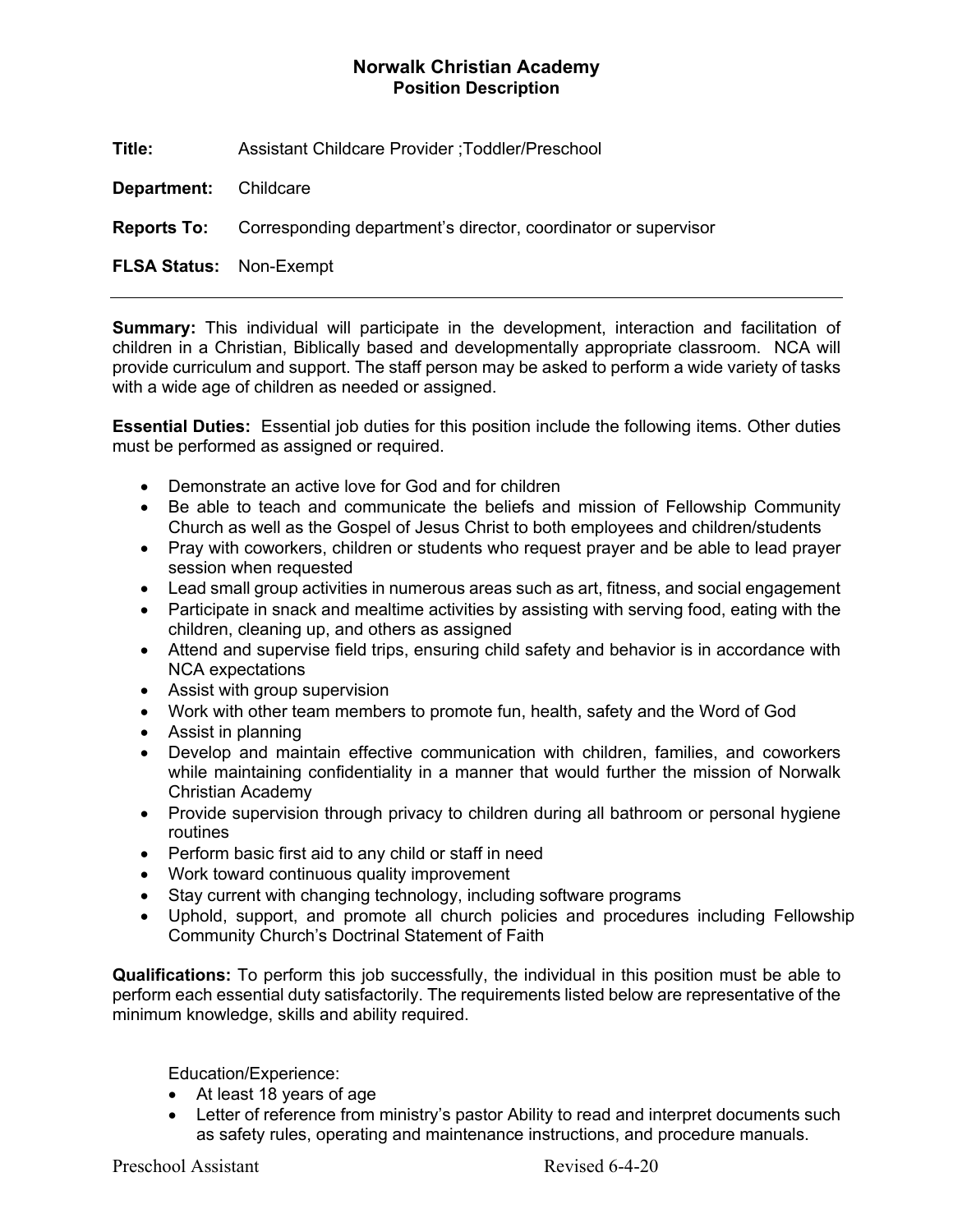# Norwalk Christian Academy
## Position Description

**Title:** Assistant Childcare Provider ;Toddler/Preschool

**Department:** Childcare

**Reports To:** Corresponding department's director, coordinator or supervisor

**FLSA Status:** Non-Exempt

---

**Summary:** This individual will participate in the development, interaction and facilitation of children in a Christian, Biblically based and developmentally appropriate classroom. NCA will provide curriculum and support. The staff person may be asked to perform a wide variety of tasks with a wide age of children as needed or assigned.

**Essential Duties:** Essential job duties for this position include the following items. Other duties must be performed as assigned or required.

- Demonstrate an active love for God and for children
- Be able to teach and communicate the beliefs and mission of Fellowship Community Church as well as the Gospel of Jesus Christ to both employees and children/students
- Pray with coworkers, children or students who request prayer and be able to lead prayer session when requested
- Lead small group activities in numerous areas such as art, fitness, and social engagement
- Participate in snack and mealtime activities by assisting with serving food, eating with the children, cleaning up, and others as assigned
- Attend and supervise field trips, ensuring child safety and behavior is in accordance with NCA expectations
- Assist with group supervision
- Work with other team members to promote fun, health, safety and the Word of God
- Assist in planning
- Develop and maintain effective communication with children, families, and coworkers while maintaining confidentiality in a manner that would further the mission of Norwalk Christian Academy
- Provide supervision through privacy to children during all bathroom or personal hygiene routines
- Perform basic first aid to any child or staff in need
- Work toward continuous quality improvement
- Stay current with changing technology, including software programs
- Uphold, support, and promote all church policies and procedures including Fellowship Community Church's Doctrinal Statement of Faith

**Qualifications:** To perform this job successfully, the individual in this position must be able to perform each essential duty satisfactorily. The requirements listed below are representative of the minimum knowledge, skills and ability required.

Education/Experience:

- At least 18 years of age
- Letter of reference from ministry's pastor Ability to read and interpret documents such as safety rules, operating and maintenance instructions, and procedure manuals.

Preschool Assistant Revised 6-4-20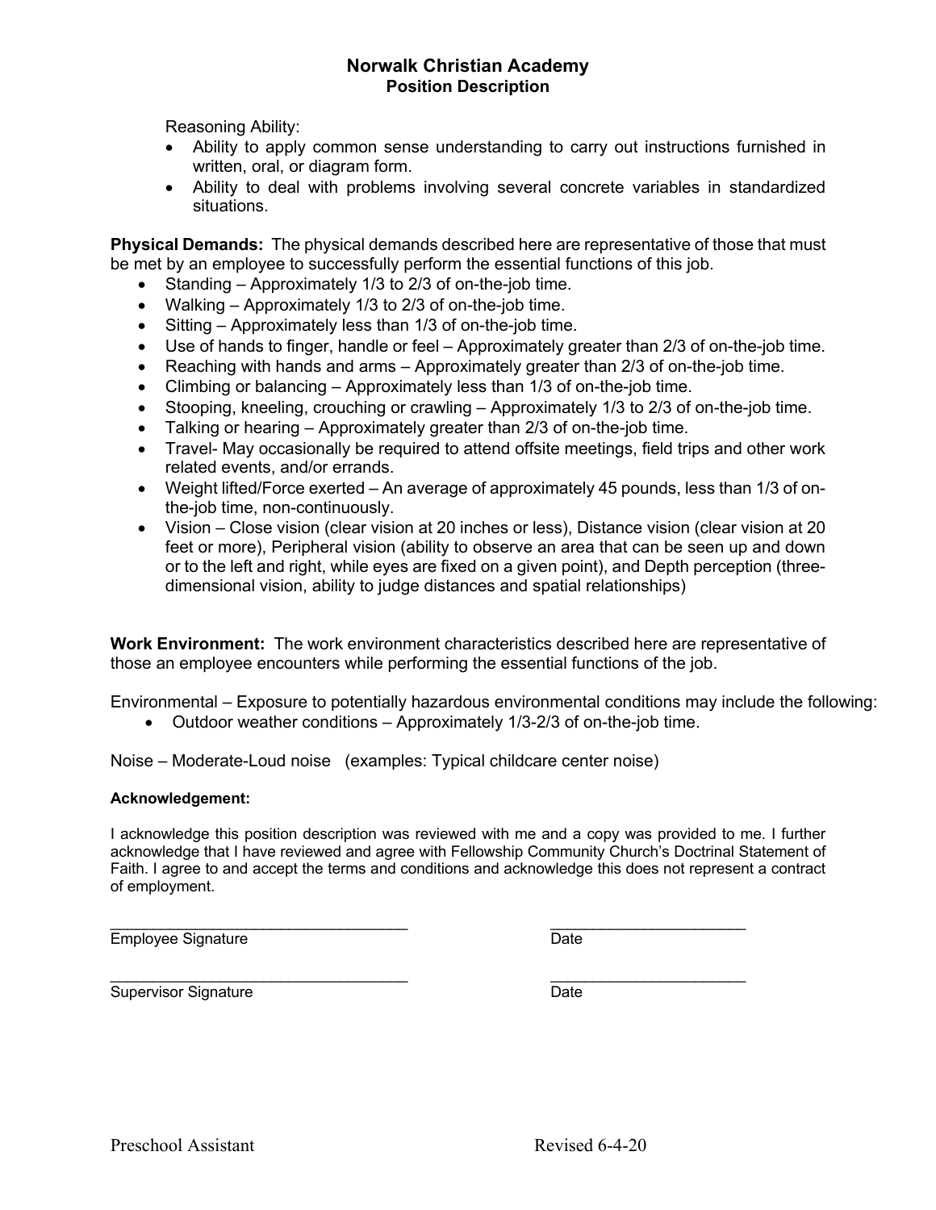Reasoning Ability:

- Ability to apply common sense understanding to carry out instructions furnished in written, oral, or diagram form.
- Ability to deal with problems involving several concrete variables in standardized situations.

**Physical Demands:** The physical demands described here are representative of those that must be met by an employee to successfully perform the essential functions of this job.

- Standing – Approximately 1/3 to 2/3 of on-the-job time.
- Walking – Approximately 1/3 to 2/3 of on-the-job time.
- Sitting – Approximately less than 1/3 of on-the-job time.
- Use of hands to finger, handle or feel – Approximately greater than 2/3 of on-the-job time.
- Reaching with hands and arms – Approximately greater than 2/3 of on-the-job time.
- Climbing or balancing – Approximately less than 1/3 of on-the-job time.
- Stooping, kneeling, crouching or crawling – Approximately 1/3 to 2/3 of on-the-job time.
- Talking or hearing – Approximately greater than 2/3 of on-the-job time.
- Travel- May occasionally be required to attend offsite meetings, field trips and other work related events, and/or errands.
- Weight lifted/Force exerted – An average of approximately 45 pounds, less than 1/3 of on-the-job time, non-continuously.
- Vision – Close vision (clear vision at 20 inches or less), Distance vision (clear vision at 20 feet or more), Peripheral vision (ability to observe an area that can be seen up and down or to the left and right, while eyes are fixed on a given point), and Depth perception (three-dimensional vision, ability to judge distances and spatial relationships)

**Work Environment:** The work environment characteristics described here are representative of those an employee encounters while performing the essential functions of the job.

Environmental – Exposure to potentially hazardous environmental conditions may include the following:

- Outdoor weather conditions – Approximately 1/3-2/3 of on-the-job time.

Noise – Moderate-Loud noise (examples: Typical childcare center noise)

**Acknowledgement:**

I acknowledge this position description was reviewed with me and a copy was provided to me. I further acknowledge that I have reviewed and agree with Fellowship Community Church's Doctrinal Statement of Faith. I agree to and accept the terms and conditions and acknowledge this does not represent a contract of employment.

\_\_\_\_\_\_\_\_\_\_\_\_\_\_\_\_\_\_\_\_\_\_\_\_\_\_\_\_\_\_\_\_\_\_ \_\_\_\_\_\_\_\_\_\_\_\_\_\_\_\_\_\_\_\_\_\_
Employee Signature Date

\_\_\_\_\_\_\_\_\_\_\_\_\_\_\_\_\_\_\_\_\_\_\_\_\_\_\_\_\_\_\_\_\_\_ \_\_\_\_\_\_\_\_\_\_\_\_\_\_\_\_\_\_\_\_\_\_
Supervisor Signature Date